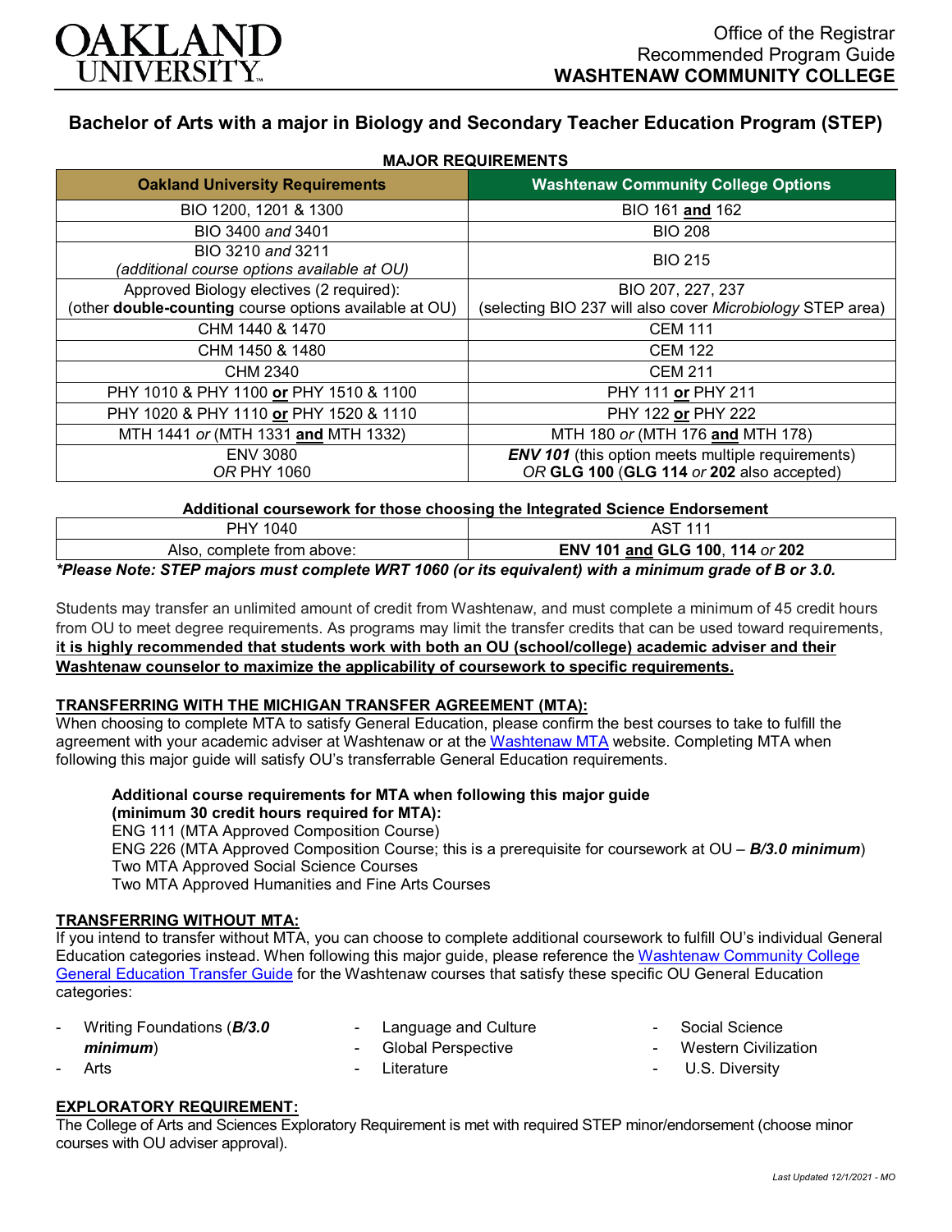OAKLAND UNIVERSITY

Office of the Registrar
Recommended Program Guide
**WASHTENAW COMMUNITY COLLEGE**

# Bachelor of Arts with a major in Biology and Secondary Teacher Education Program (STEP)

**MAJOR REQUIREMENTS**

| Oakland University Requirements | Washtenaw Community College Options |
|---|---|
| BIO 1200, 1201 & 1300 | BIO 161 **and** 162 |
| BIO 3400 *and* 3401 | BIO 208 |
| BIO 3210 *and* 3211 *(additional course options available at OU)* | BIO 215 |
| Approved Biology electives (2 required): (other **double-counting** course options available at OU) | BIO 207, 227, 237 (selecting BIO 237 will also cover *Microbiology* STEP area) |
| CHM 1440 & 1470 | CEM 111 |
| CHM 1450 & 1480 | CEM 122 |
| CHM 2340 | CEM 211 |
| PHY 1010 & PHY 1100 **or** PHY 1510 & 1100 | PHY 111 **or** PHY 211 |
| PHY 1020 & PHY 1110 **or** PHY 1520 & 1110 | PHY 122 **or** PHY 222 |
| MTH 1441 *or* (MTH 1331 **and** MTH 1332) | MTH 180 *or* (MTH 176 **and** MTH 178) |
| ENV 3080 *OR* PHY 1060 | ***ENV 101*** (this option meets multiple requirements) *OR* **GLG 100** (**GLG 114** *or* **202** also accepted) |

**Additional coursework for those choosing the Integrated Science Endorsement**

| | |
|---|---|
| PHY 1040 | AST 111 |
| Also, complete from above: | **ENV 101 and GLG 100, 114** *or* **202** |

***Please Note: STEP majors must complete WRT 1060 (or its equivalent) with a minimum grade of B or 3.0.***

Students may transfer an unlimited amount of credit from Washtenaw, and must complete a minimum of 45 credit hours from OU to meet degree requirements. As programs may limit the transfer credits that can be used toward requirements, **it is highly recommended that students work with both an OU (school/college) academic adviser and their Washtenaw counselor to maximize the applicability of coursework to specific requirements.**

## TRANSFERRING WITH THE MICHIGAN TRANSFER AGREEMENT (MTA):

When choosing to complete MTA to satisfy General Education, please confirm the best courses to take to fulfill the agreement with your academic adviser at Washtenaw or at the Washtenaw MTA website. Completing MTA when following this major guide will satisfy OU's transferrable General Education requirements.

**Additional course requirements for MTA when following this major guide (minimum 30 credit hours required for MTA):**
ENG 111 (MTA Approved Composition Course)
ENG 226 (MTA Approved Composition Course; this is a prerequisite for coursework at OU – ***B/3.0 minimum***)
Two MTA Approved Social Science Courses
Two MTA Approved Humanities and Fine Arts Courses

## TRANSFERRING WITHOUT MTA:

If you intend to transfer without MTA, you can choose to complete additional coursework to fulfill OU's individual General Education categories instead. When following this major guide, please reference the Washtenaw Community College General Education Transfer Guide for the Washtenaw courses that satisfy these specific OU General Education categories:

- Writing Foundations (***B/3.0 minimum***)
- Arts
- Language and Culture
- Global Perspective
- Literature
- Social Science
- Western Civilization
- U.S. Diversity

## EXPLORATORY REQUIREMENT:

The College of Arts and Sciences Exploratory Requirement is met with required STEP minor/endorsement (choose minor courses with OU adviser approval).

*Last Updated 12/1/2021 - MO*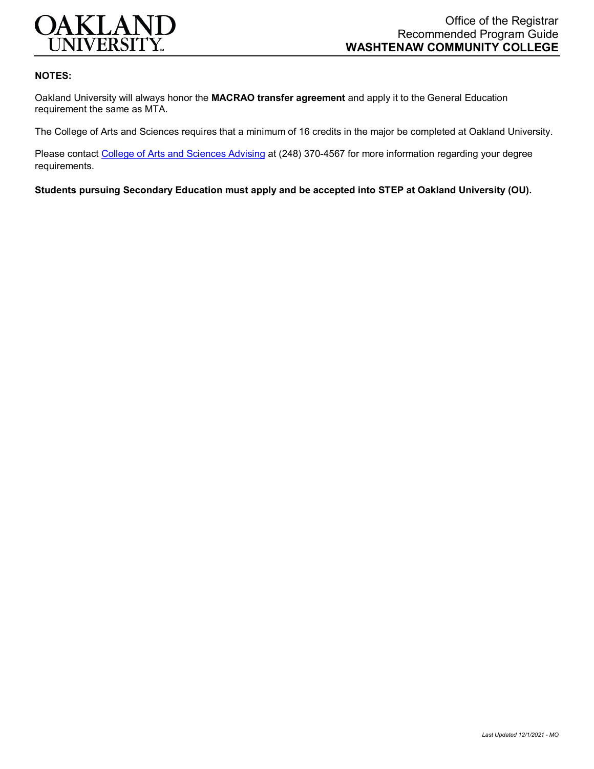**NOTES:**

Oakland University will always honor the **MACRAO transfer agreement** and apply it to the General Education requirement the same as MTA.

The College of Arts and Sciences requires that a minimum of 16 credits in the major be completed at Oakland University.

Please contact College of Arts and Sciences Advising at (248) 370-4567 for more information regarding your degree requirements.

**Students pursuing Secondary Education must apply and be accepted into STEP at Oakland University (OU).**

*Last Updated 12/1/2021 - MO*